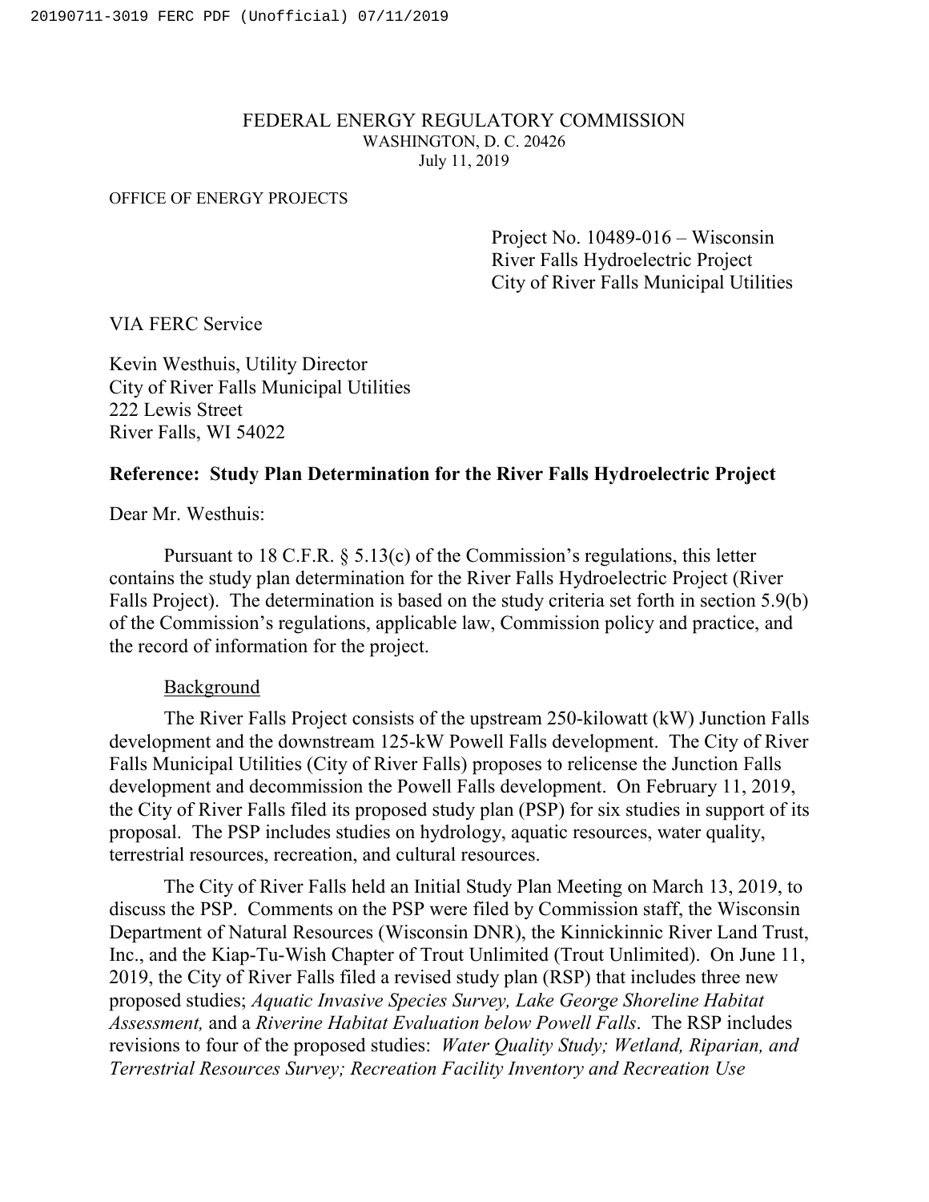FEDERAL ENERGY REGULATORY COMMISSION
WASHINGTON, D. C. 20426
July 11, 2019

OFFICE OF ENERGY PROJECTS

Project No. 10489-016 – Wisconsin
River Falls Hydroelectric Project
City of River Falls Municipal Utilities

VIA FERC Service

Kevin Westhuis, Utility Director
City of River Falls Municipal Utilities
222 Lewis Street
River Falls, WI 54022

**Reference: Study Plan Determination for the River Falls Hydroelectric Project**

Dear Mr. Westhuis:

Pursuant to 18 C.F.R. § 5.13(c) of the Commission's regulations, this letter contains the study plan determination for the River Falls Hydroelectric Project (River Falls Project). The determination is based on the study criteria set forth in section 5.9(b) of the Commission's regulations, applicable law, Commission policy and practice, and the record of information for the project.

Background

The River Falls Project consists of the upstream 250-kilowatt (kW) Junction Falls development and the downstream 125-kW Powell Falls development. The City of River Falls Municipal Utilities (City of River Falls) proposes to relicense the Junction Falls development and decommission the Powell Falls development. On February 11, 2019, the City of River Falls filed its proposed study plan (PSP) for six studies in support of its proposal. The PSP includes studies on hydrology, aquatic resources, water quality, terrestrial resources, recreation, and cultural resources.

The City of River Falls held an Initial Study Plan Meeting on March 13, 2019, to discuss the PSP. Comments on the PSP were filed by Commission staff, the Wisconsin Department of Natural Resources (Wisconsin DNR), the Kinnickinnic River Land Trust, Inc., and the Kiap-Tu-Wish Chapter of Trout Unlimited (Trout Unlimited). On June 11, 2019, the City of River Falls filed a revised study plan (RSP) that includes three new proposed studies; *Aquatic Invasive Species Survey, Lake George Shoreline Habitat Assessment,* and a *Riverine Habitat Evaluation below Powell Falls*. The RSP includes revisions to four of the proposed studies: *Water Quality Study; Wetland, Riparian, and Terrestrial Resources Survey; Recreation Facility Inventory and Recreation Use*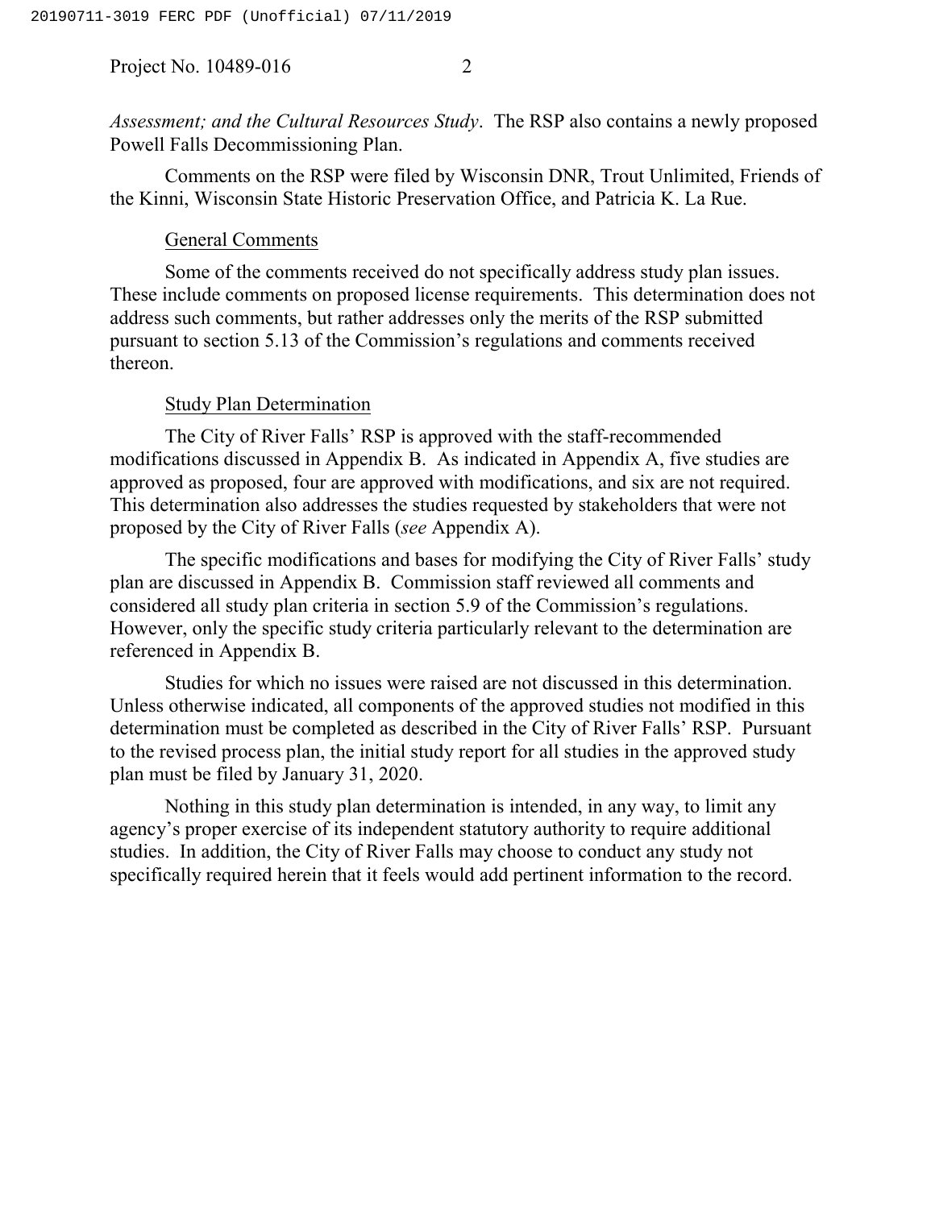*Assessment; and the Cultural Resources Study*. The RSP also contains a newly proposed Powell Falls Decommissioning Plan.

Comments on the RSP were filed by Wisconsin DNR, Trout Unlimited, Friends of the Kinni, Wisconsin State Historic Preservation Office, and Patricia K. La Rue.

General Comments

Some of the comments received do not specifically address study plan issues. These include comments on proposed license requirements. This determination does not address such comments, but rather addresses only the merits of the RSP submitted pursuant to section 5.13 of the Commission's regulations and comments received thereon.

Study Plan Determination

The City of River Falls' RSP is approved with the staff-recommended modifications discussed in Appendix B. As indicated in Appendix A, five studies are approved as proposed, four are approved with modifications, and six are not required. This determination also addresses the studies requested by stakeholders that were not proposed by the City of River Falls (*see* Appendix A).

The specific modifications and bases for modifying the City of River Falls' study plan are discussed in Appendix B. Commission staff reviewed all comments and considered all study plan criteria in section 5.9 of the Commission's regulations. However, only the specific study criteria particularly relevant to the determination are referenced in Appendix B.

Studies for which no issues were raised are not discussed in this determination. Unless otherwise indicated, all components of the approved studies not modified in this determination must be completed as described in the City of River Falls' RSP. Pursuant to the revised process plan, the initial study report for all studies in the approved study plan must be filed by January 31, 2020.

Nothing in this study plan determination is intended, in any way, to limit any agency's proper exercise of its independent statutory authority to require additional studies. In addition, the City of River Falls may choose to conduct any study not specifically required herein that it feels would add pertinent information to the record.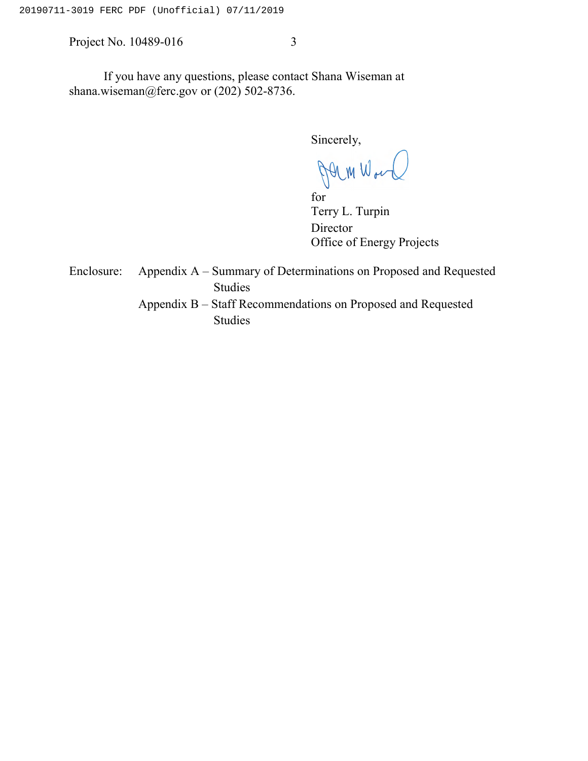If you have any questions, please contact Shana Wiseman at shana.wiseman@ferc.gov or (202) 502-8736.

Sincerely,

for
Terry L. Turpin
Director
Office of Energy Projects

Enclosure: Appendix A – Summary of Determinations on Proposed and Requested Studies
Appendix B – Staff Recommendations on Proposed and Requested Studies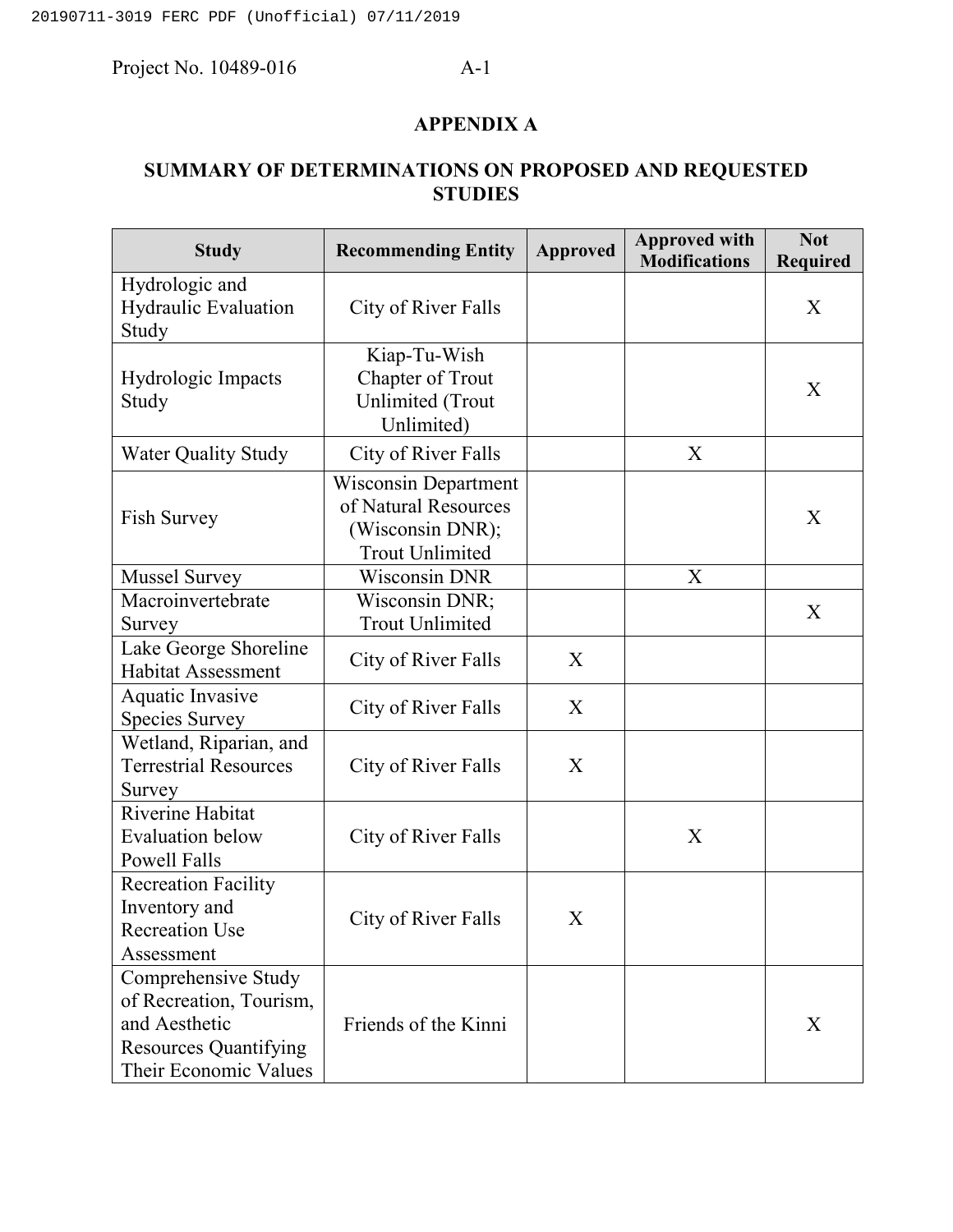## APPENDIX A

## SUMMARY OF DETERMINATIONS ON PROPOSED AND REQUESTED STUDIES

| Study | Recommending Entity | Approved | Approved with Modifications | Not Required |
|---|---|---|---|---|
| Hydrologic and Hydraulic Evaluation Study | City of River Falls | | | X |
| Hydrologic Impacts Study | Kiap-Tu-Wish Chapter of Trout Unlimited (Trout Unlimited) | | | X |
| Water Quality Study | City of River Falls | | X | |
| Fish Survey | Wisconsin Department of Natural Resources (Wisconsin DNR); Trout Unlimited | | | X |
| Mussel Survey | Wisconsin DNR | | X | |
| Macroinvertebrate Survey | Wisconsin DNR; Trout Unlimited | | | X |
| Lake George Shoreline Habitat Assessment | City of River Falls | X | | |
| Aquatic Invasive Species Survey | City of River Falls | X | | |
| Wetland, Riparian, and Terrestrial Resources Survey | City of River Falls | X | | |
| Riverine Habitat Evaluation below Powell Falls | City of River Falls | | X | |
| Recreation Facility Inventory and Recreation Use Assessment | City of River Falls | X | | |
| Comprehensive Study of Recreation, Tourism, and Aesthetic Resources Quantifying Their Economic Values | Friends of the Kinni | | | X |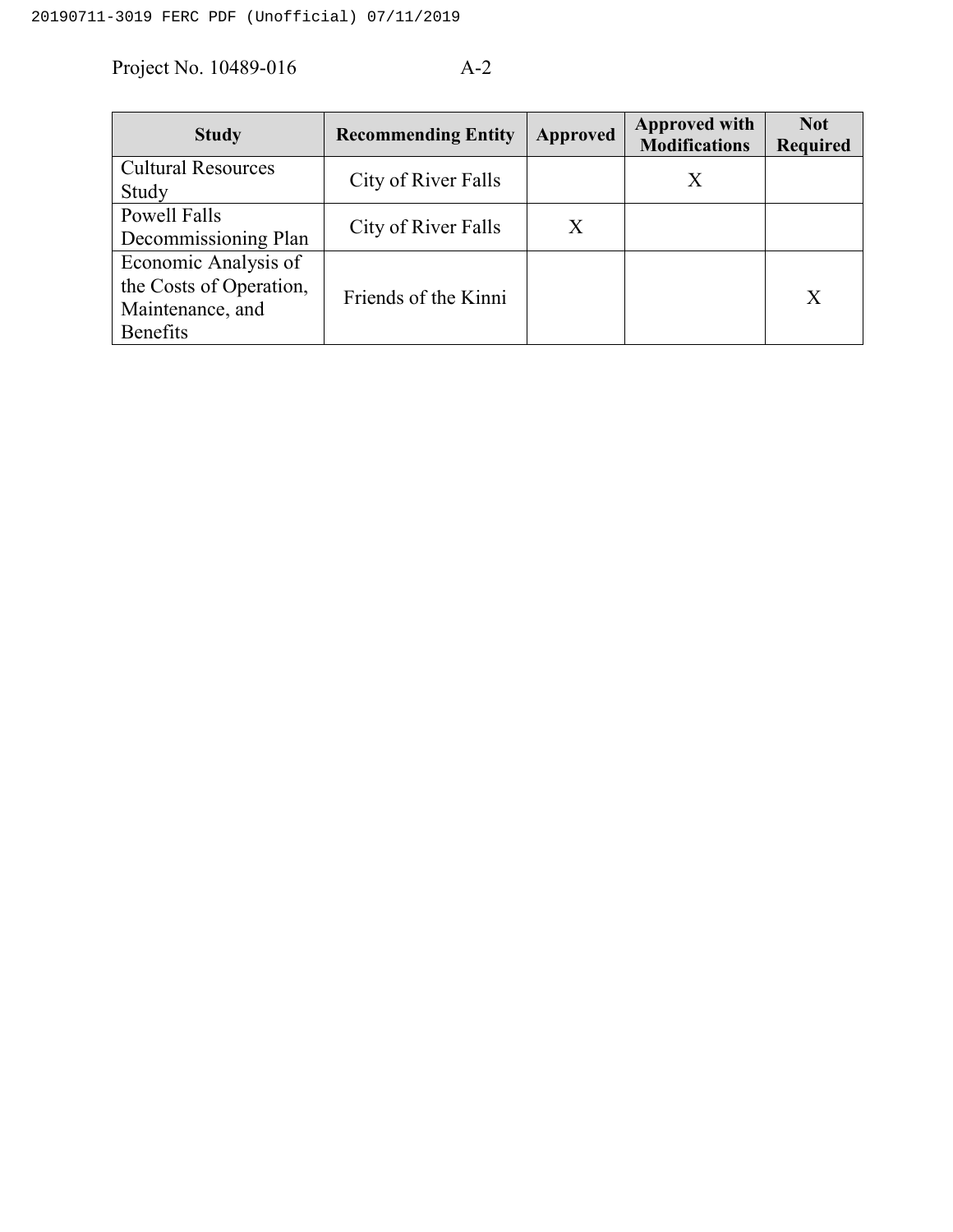| Study | Recommending Entity | Approved | Approved with Modifications | Not Required |
|---|---|---|---|---|
| Cultural Resources Study | City of River Falls | | X | |
| Powell Falls Decommissioning Plan | City of River Falls | X | | |
| Economic Analysis of the Costs of Operation, Maintenance, and Benefits | Friends of the Kinni | | | X |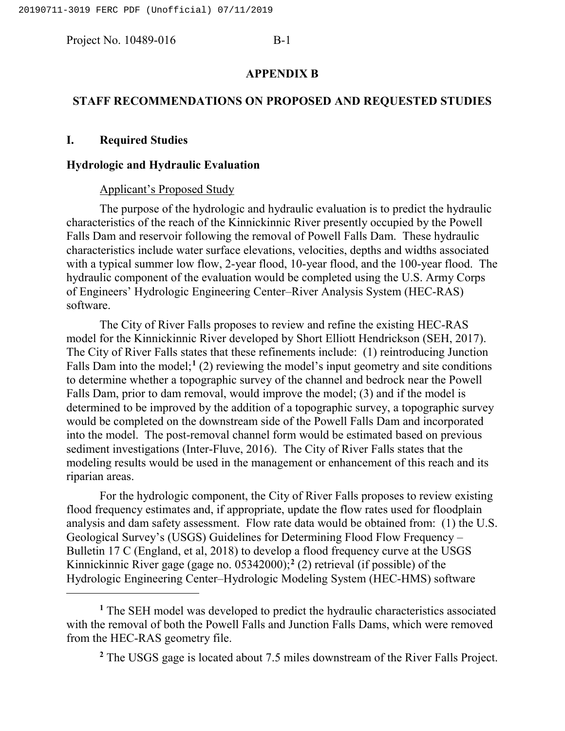## APPENDIX B

## STAFF RECOMMENDATIONS ON PROPOSED AND REQUESTED STUDIES

### I. Required Studies

### Hydrologic and Hydraulic Evaluation

Applicant's Proposed Study

The purpose of the hydrologic and hydraulic evaluation is to predict the hydraulic characteristics of the reach of the Kinnickinnic River presently occupied by the Powell Falls Dam and reservoir following the removal of Powell Falls Dam. These hydraulic characteristics include water surface elevations, velocities, depths and widths associated with a typical summer low flow, 2-year flood, 10-year flood, and the 100-year flood. The hydraulic component of the evaluation would be completed using the U.S. Army Corps of Engineers' Hydrologic Engineering Center–River Analysis System (HEC-RAS) software.

The City of River Falls proposes to review and refine the existing HEC-RAS model for the Kinnickinnic River developed by Short Elliott Hendrickson (SEH, 2017). The City of River Falls states that these refinements include: (1) reintroducing Junction Falls Dam into the model;[1] (2) reviewing the model's input geometry and site conditions to determine whether a topographic survey of the channel and bedrock near the Powell Falls Dam, prior to dam removal, would improve the model; (3) and if the model is determined to be improved by the addition of a topographic survey, a topographic survey would be completed on the downstream side of the Powell Falls Dam and incorporated into the model. The post-removal channel form would be estimated based on previous sediment investigations (Inter-Fluve, 2016). The City of River Falls states that the modeling results would be used in the management or enhancement of this reach and its riparian areas.

For the hydrologic component, the City of River Falls proposes to review existing flood frequency estimates and, if appropriate, update the flow rates used for floodplain analysis and dam safety assessment. Flow rate data would be obtained from: (1) the U.S. Geological Survey's (USGS) Guidelines for Determining Flood Flow Frequency – Bulletin 17 C (England, et al, 2018) to develop a flood frequency curve at the USGS Kinnickinnic River gage (gage no. 05342000);[2] (2) retrieval (if possible) of the Hydrologic Engineering Center–Hydrologic Modeling System (HEC-HMS) software

---

[1] The SEH model was developed to predict the hydraulic characteristics associated with the removal of both the Powell Falls and Junction Falls Dams, which were removed from the HEC-RAS geometry file.

[2] The USGS gage is located about 7.5 miles downstream of the River Falls Project.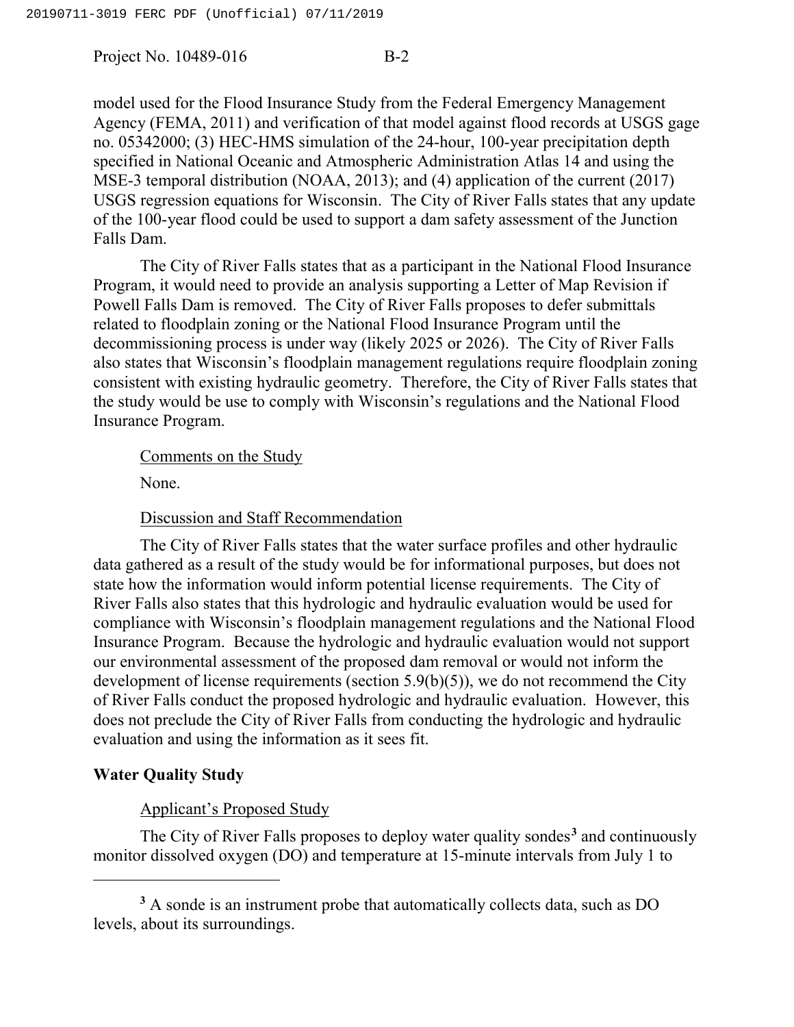model used for the Flood Insurance Study from the Federal Emergency Management Agency (FEMA, 2011) and verification of that model against flood records at USGS gage no. 05342000; (3) HEC-HMS simulation of the 24-hour, 100-year precipitation depth specified in National Oceanic and Atmospheric Administration Atlas 14 and using the MSE-3 temporal distribution (NOAA, 2013); and (4) application of the current (2017) USGS regression equations for Wisconsin. The City of River Falls states that any update of the 100-year flood could be used to support a dam safety assessment of the Junction Falls Dam.

The City of River Falls states that as a participant in the National Flood Insurance Program, it would need to provide an analysis supporting a Letter of Map Revision if Powell Falls Dam is removed. The City of River Falls proposes to defer submittals related to floodplain zoning or the National Flood Insurance Program until the decommissioning process is under way (likely 2025 or 2026). The City of River Falls also states that Wisconsin's floodplain management regulations require floodplain zoning consistent with existing hydraulic geometry. Therefore, the City of River Falls states that the study would be use to comply with Wisconsin's regulations and the National Flood Insurance Program.

Comments on the Study

None.

Discussion and Staff Recommendation

The City of River Falls states that the water surface profiles and other hydraulic data gathered as a result of the study would be for informational purposes, but does not state how the information would inform potential license requirements. The City of River Falls also states that this hydrologic and hydraulic evaluation would be used for compliance with Wisconsin's floodplain management regulations and the National Flood Insurance Program. Because the hydrologic and hydraulic evaluation would not support our environmental assessment of the proposed dam removal or would not inform the development of license requirements (section 5.9(b)(5)), we do not recommend the City of River Falls conduct the proposed hydrologic and hydraulic evaluation. However, this does not preclude the City of River Falls from conducting the hydrologic and hydraulic evaluation and using the information as it sees fit.

**Water Quality Study**

Applicant's Proposed Study

The City of River Falls proposes to deploy water quality sondes[3] and continuously monitor dissolved oxygen (DO) and temperature at 15-minute intervals from July 1 to

[3] A sonde is an instrument probe that automatically collects data, such as DO levels, about its surroundings.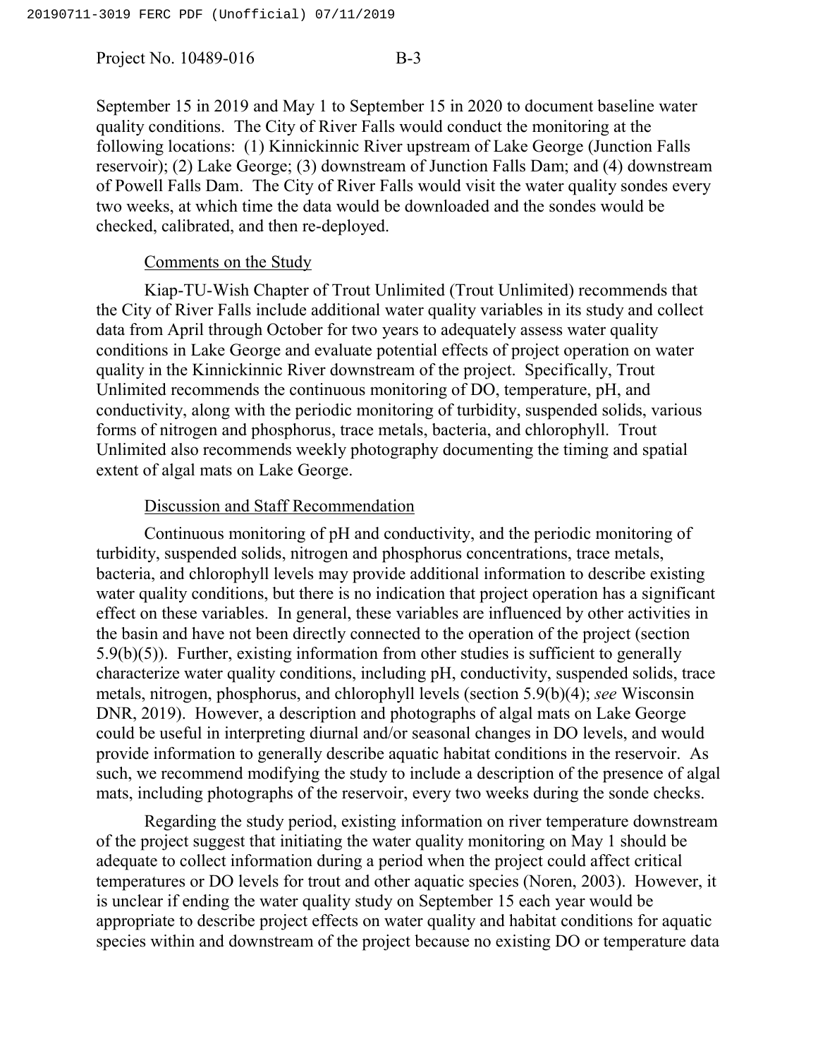September 15 in 2019 and May 1 to September 15 in 2020 to document baseline water quality conditions. The City of River Falls would conduct the monitoring at the following locations: (1) Kinnickinnic River upstream of Lake George (Junction Falls reservoir); (2) Lake George; (3) downstream of Junction Falls Dam; and (4) downstream of Powell Falls Dam. The City of River Falls would visit the water quality sondes every two weeks, at which time the data would be downloaded and the sondes would be checked, calibrated, and then re-deployed.

Comments on the Study

Kiap-TU-Wish Chapter of Trout Unlimited (Trout Unlimited) recommends that the City of River Falls include additional water quality variables in its study and collect data from April through October for two years to adequately assess water quality conditions in Lake George and evaluate potential effects of project operation on water quality in the Kinnickinnic River downstream of the project. Specifically, Trout Unlimited recommends the continuous monitoring of DO, temperature, pH, and conductivity, along with the periodic monitoring of turbidity, suspended solids, various forms of nitrogen and phosphorus, trace metals, bacteria, and chlorophyll. Trout Unlimited also recommends weekly photography documenting the timing and spatial extent of algal mats on Lake George.

Discussion and Staff Recommendation

Continuous monitoring of pH and conductivity, and the periodic monitoring of turbidity, suspended solids, nitrogen and phosphorus concentrations, trace metals, bacteria, and chlorophyll levels may provide additional information to describe existing water quality conditions, but there is no indication that project operation has a significant effect on these variables. In general, these variables are influenced by other activities in the basin and have not been directly connected to the operation of the project (section 5.9(b)(5)). Further, existing information from other studies is sufficient to generally characterize water quality conditions, including pH, conductivity, suspended solids, trace metals, nitrogen, phosphorus, and chlorophyll levels (section 5.9(b)(4); *see* Wisconsin DNR, 2019). However, a description and photographs of algal mats on Lake George could be useful in interpreting diurnal and/or seasonal changes in DO levels, and would provide information to generally describe aquatic habitat conditions in the reservoir. As such, we recommend modifying the study to include a description of the presence of algal mats, including photographs of the reservoir, every two weeks during the sonde checks.

Regarding the study period, existing information on river temperature downstream of the project suggest that initiating the water quality monitoring on May 1 should be adequate to collect information during a period when the project could affect critical temperatures or DO levels for trout and other aquatic species (Noren, 2003). However, it is unclear if ending the water quality study on September 15 each year would be appropriate to describe project effects on water quality and habitat conditions for aquatic species within and downstream of the project because no existing DO or temperature data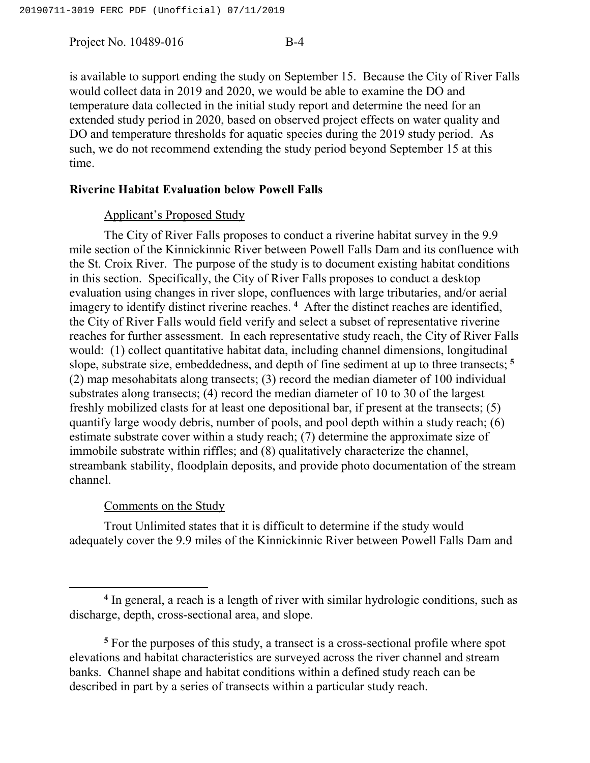is available to support ending the study on September 15. Because the City of River Falls would collect data in 2019 and 2020, we would be able to examine the DO and temperature data collected in the initial study report and determine the need for an extended study period in 2020, based on observed project effects on water quality and DO and temperature thresholds for aquatic species during the 2019 study period. As such, we do not recommend extending the study period beyond September 15 at this time.

**Riverine Habitat Evaluation below Powell Falls**

Applicant's Proposed Study

The City of River Falls proposes to conduct a riverine habitat survey in the 9.9 mile section of the Kinnickinnic River between Powell Falls Dam and its confluence with the St. Croix River. The purpose of the study is to document existing habitat conditions in this section. Specifically, the City of River Falls proposes to conduct a desktop evaluation using changes in river slope, confluences with large tributaries, and/or aerial imagery to identify distinct riverine reaches.[4] After the distinct reaches are identified, the City of River Falls would field verify and select a subset of representative riverine reaches for further assessment. In each representative study reach, the City of River Falls would: (1) collect quantitative habitat data, including channel dimensions, longitudinal slope, substrate size, embeddedness, and depth of fine sediment at up to three transects;[5] (2) map mesohabitats along transects; (3) record the median diameter of 100 individual substrates along transects; (4) record the median diameter of 10 to 30 of the largest freshly mobilized clasts for at least one depositional bar, if present at the transects; (5) quantify large woody debris, number of pools, and pool depth within a study reach; (6) estimate substrate cover within a study reach; (7) determine the approximate size of immobile substrate within riffles; and (8) qualitatively characterize the channel, streambank stability, floodplain deposits, and provide photo documentation of the stream channel.

Comments on the Study

Trout Unlimited states that it is difficult to determine if the study would adequately cover the 9.9 miles of the Kinnickinnic River between Powell Falls Dam and

---

[4] In general, a reach is a length of river with similar hydrologic conditions, such as discharge, depth, cross-sectional area, and slope.

[5] For the purposes of this study, a transect is a cross-sectional profile where spot elevations and habitat characteristics are surveyed across the river channel and stream banks. Channel shape and habitat conditions within a defined study reach can be described in part by a series of transects within a particular study reach.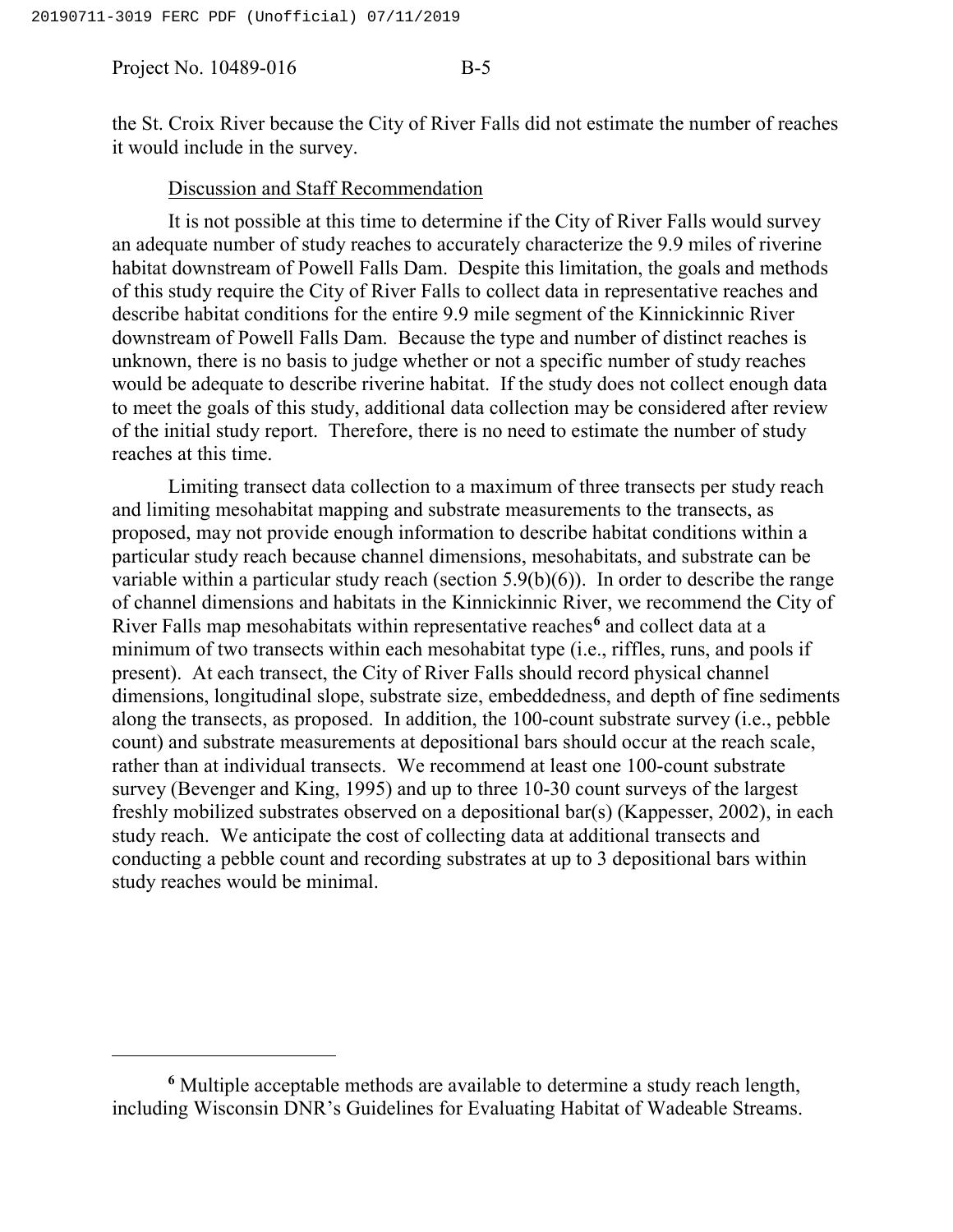the St. Croix River because the City of River Falls did not estimate the number of reaches it would include in the survey.

### Discussion and Staff Recommendation

It is not possible at this time to determine if the City of River Falls would survey an adequate number of study reaches to accurately characterize the 9.9 miles of riverine habitat downstream of Powell Falls Dam. Despite this limitation, the goals and methods of this study require the City of River Falls to collect data in representative reaches and describe habitat conditions for the entire 9.9 mile segment of the Kinnickinnic River downstream of Powell Falls Dam. Because the type and number of distinct reaches is unknown, there is no basis to judge whether or not a specific number of study reaches would be adequate to describe riverine habitat. If the study does not collect enough data to meet the goals of this study, additional data collection may be considered after review of the initial study report. Therefore, there is no need to estimate the number of study reaches at this time.

Limiting transect data collection to a maximum of three transects per study reach and limiting mesohabitat mapping and substrate measurements to the transects, as proposed, may not provide enough information to describe habitat conditions within a particular study reach because channel dimensions, mesohabitats, and substrate can be variable within a particular study reach (section 5.9(b)(6)). In order to describe the range of channel dimensions and habitats in the Kinnickinnic River, we recommend the City of River Falls map mesohabitats within representative reaches[6] and collect data at a minimum of two transects within each mesohabitat type (i.e., riffles, runs, and pools if present). At each transect, the City of River Falls should record physical channel dimensions, longitudinal slope, substrate size, embeddedness, and depth of fine sediments along the transects, as proposed. In addition, the 100-count substrate survey (i.e., pebble count) and substrate measurements at depositional bars should occur at the reach scale, rather than at individual transects. We recommend at least one 100-count substrate survey (Bevenger and King, 1995) and up to three 10-30 count surveys of the largest freshly mobilized substrates observed on a depositional bar(s) (Kappesser, 2002), in each study reach. We anticipate the cost of collecting data at additional transects and conducting a pebble count and recording substrates at up to 3 depositional bars within study reaches would be minimal.

---

[6] Multiple acceptable methods are available to determine a study reach length, including Wisconsin DNR's Guidelines for Evaluating Habitat of Wadeable Streams.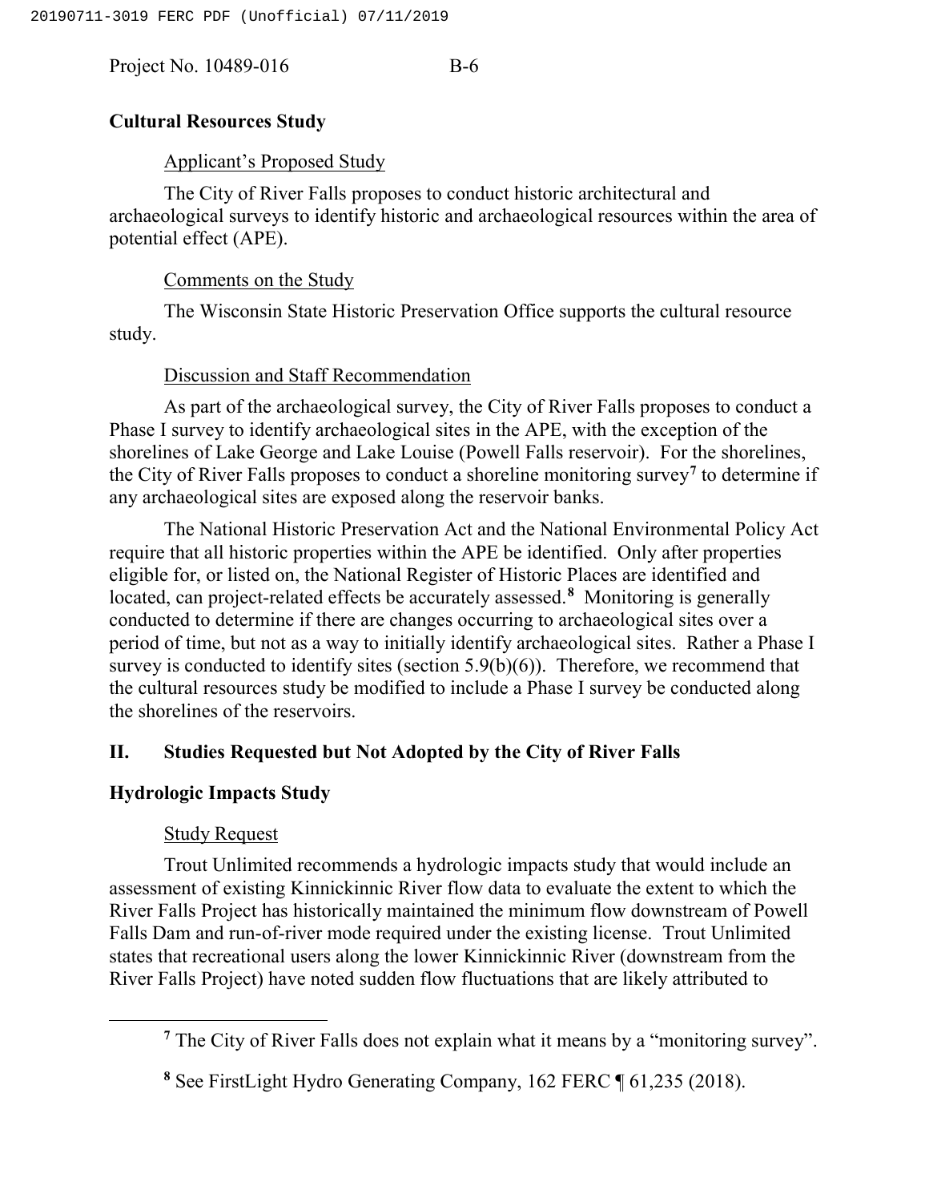**Cultural Resources Study**

Applicant's Proposed Study

The City of River Falls proposes to conduct historic architectural and archaeological surveys to identify historic and archaeological resources within the area of potential effect (APE).

Comments on the Study

The Wisconsin State Historic Preservation Office supports the cultural resource study.

Discussion and Staff Recommendation

As part of the archaeological survey, the City of River Falls proposes to conduct a Phase I survey to identify archaeological sites in the APE, with the exception of the shorelines of Lake George and Lake Louise (Powell Falls reservoir). For the shorelines, the City of River Falls proposes to conduct a shoreline monitoring survey[7] to determine if any archaeological sites are exposed along the reservoir banks.

The National Historic Preservation Act and the National Environmental Policy Act require that all historic properties within the APE be identified. Only after properties eligible for, or listed on, the National Register of Historic Places are identified and located, can project-related effects be accurately assessed.[8] Monitoring is generally conducted to determine if there are changes occurring to archaeological sites over a period of time, but not as a way to initially identify archaeological sites. Rather a Phase I survey is conducted to identify sites (section 5.9(b)(6)). Therefore, we recommend that the cultural resources study be modified to include a Phase I survey be conducted along the shorelines of the reservoirs.

## II. Studies Requested but Not Adopted by the City of River Falls

**Hydrologic Impacts Study**

Study Request

Trout Unlimited recommends a hydrologic impacts study that would include an assessment of existing Kinnickinnic River flow data to evaluate the extent to which the River Falls Project has historically maintained the minimum flow downstream of Powell Falls Dam and run-of-river mode required under the existing license. Trout Unlimited states that recreational users along the lower Kinnickinnic River (downstream from the River Falls Project) have noted sudden flow fluctuations that are likely attributed to

---

[7] The City of River Falls does not explain what it means by a "monitoring survey".

[8] See FirstLight Hydro Generating Company, 162 FERC ¶ 61,235 (2018).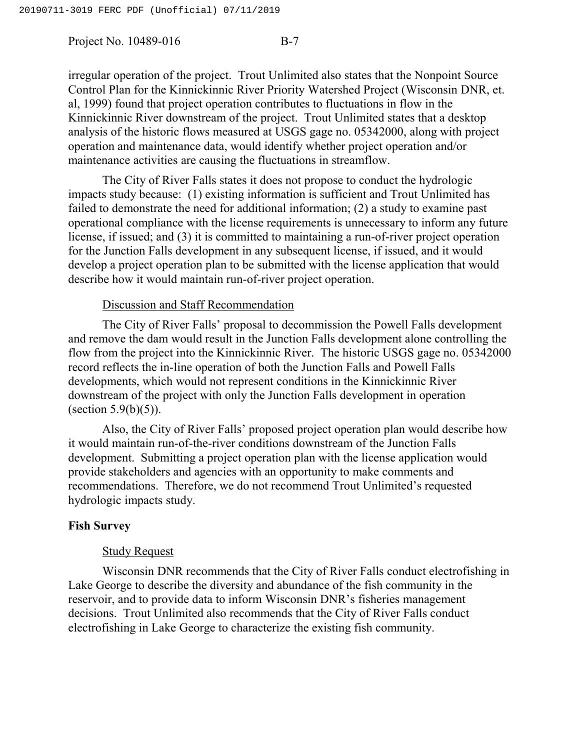irregular operation of the project. Trout Unlimited also states that the Nonpoint Source Control Plan for the Kinnickinnic River Priority Watershed Project (Wisconsin DNR, et. al, 1999) found that project operation contributes to fluctuations in flow in the Kinnickinnic River downstream of the project. Trout Unlimited states that a desktop analysis of the historic flows measured at USGS gage no. 05342000, along with project operation and maintenance data, would identify whether project operation and/or maintenance activities are causing the fluctuations in streamflow.

The City of River Falls states it does not propose to conduct the hydrologic impacts study because: (1) existing information is sufficient and Trout Unlimited has failed to demonstrate the need for additional information; (2) a study to examine past operational compliance with the license requirements is unnecessary to inform any future license, if issued; and (3) it is committed to maintaining a run-of-river project operation for the Junction Falls development in any subsequent license, if issued, and it would develop a project operation plan to be submitted with the license application that would describe how it would maintain run-of-river project operation.

Discussion and Staff Recommendation

The City of River Falls' proposal to decommission the Powell Falls development and remove the dam would result in the Junction Falls development alone controlling the flow from the project into the Kinnickinnic River. The historic USGS gage no. 05342000 record reflects the in-line operation of both the Junction Falls and Powell Falls developments, which would not represent conditions in the Kinnickinnic River downstream of the project with only the Junction Falls development in operation (section 5.9(b)(5)).

Also, the City of River Falls' proposed project operation plan would describe how it would maintain run-of-the-river conditions downstream of the Junction Falls development. Submitting a project operation plan with the license application would provide stakeholders and agencies with an opportunity to make comments and recommendations. Therefore, we do not recommend Trout Unlimited's requested hydrologic impacts study.

**Fish Survey**

Study Request

Wisconsin DNR recommends that the City of River Falls conduct electrofishing in Lake George to describe the diversity and abundance of the fish community in the reservoir, and to provide data to inform Wisconsin DNR's fisheries management decisions. Trout Unlimited also recommends that the City of River Falls conduct electrofishing in Lake George to characterize the existing fish community.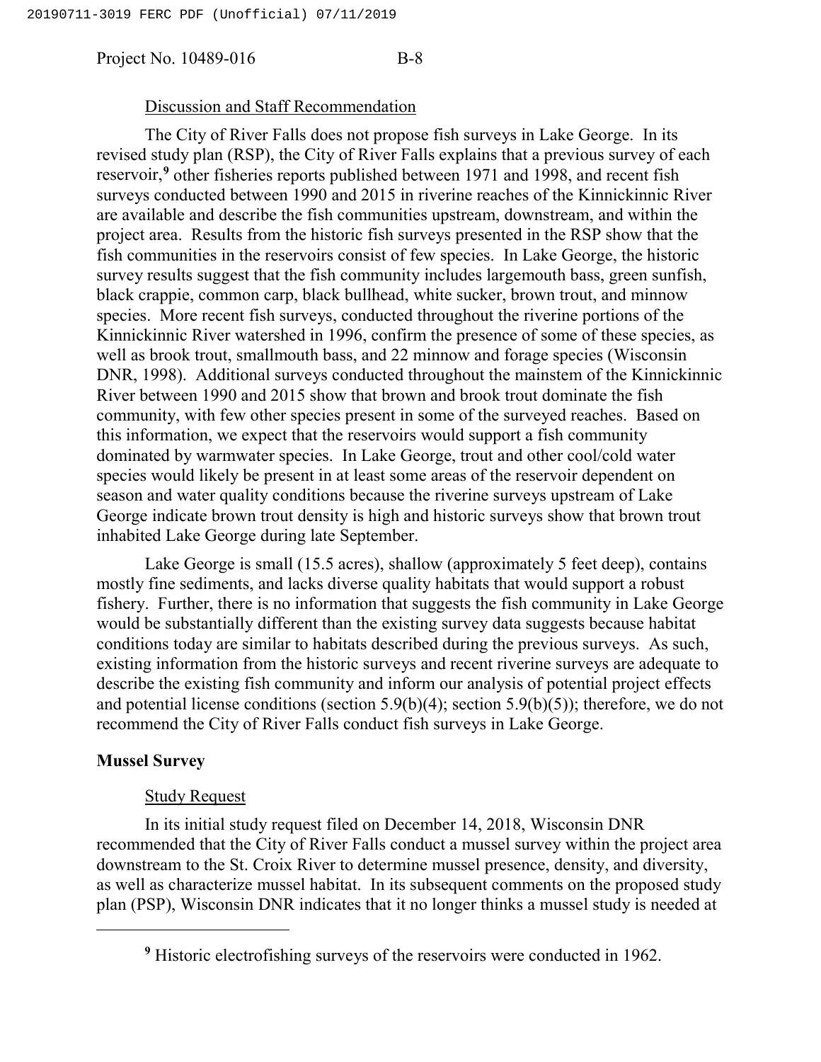Discussion and Staff Recommendation

The City of River Falls does not propose fish surveys in Lake George. In its revised study plan (RSP), the City of River Falls explains that a previous survey of each reservoir,[9] other fisheries reports published between 1971 and 1998, and recent fish surveys conducted between 1990 and 2015 in riverine reaches of the Kinnickinnic River are available and describe the fish communities upstream, downstream, and within the project area. Results from the historic fish surveys presented in the RSP show that the fish communities in the reservoirs consist of few species. In Lake George, the historic survey results suggest that the fish community includes largemouth bass, green sunfish, black crappie, common carp, black bullhead, white sucker, brown trout, and minnow species. More recent fish surveys, conducted throughout the riverine portions of the Kinnickinnic River watershed in 1996, confirm the presence of some of these species, as well as brook trout, smallmouth bass, and 22 minnow and forage species (Wisconsin DNR, 1998). Additional surveys conducted throughout the mainstem of the Kinnickinnic River between 1990 and 2015 show that brown and brook trout dominate the fish community, with few other species present in some of the surveyed reaches. Based on this information, we expect that the reservoirs would support a fish community dominated by warmwater species. In Lake George, trout and other cool/cold water species would likely be present in at least some areas of the reservoir dependent on season and water quality conditions because the riverine surveys upstream of Lake George indicate brown trout density is high and historic surveys show that brown trout inhabited Lake George during late September.

Lake George is small (15.5 acres), shallow (approximately 5 feet deep), contains mostly fine sediments, and lacks diverse quality habitats that would support a robust fishery. Further, there is no information that suggests the fish community in Lake George would be substantially different than the existing survey data suggests because habitat conditions today are similar to habitats described during the previous surveys. As such, existing information from the historic surveys and recent riverine surveys are adequate to describe the existing fish community and inform our analysis of potential project effects and potential license conditions (section 5.9(b)(4); section 5.9(b)(5)); therefore, we do not recommend the City of River Falls conduct fish surveys in Lake George.

**Mussel Survey**

Study Request

In its initial study request filed on December 14, 2018, Wisconsin DNR recommended that the City of River Falls conduct a mussel survey within the project area downstream to the St. Croix River to determine mussel presence, density, and diversity, as well as characterize mussel habitat. In its subsequent comments on the proposed study plan (PSP), Wisconsin DNR indicates that it no longer thinks a mussel study is needed at

[9] Historic electrofishing surveys of the reservoirs were conducted in 1962.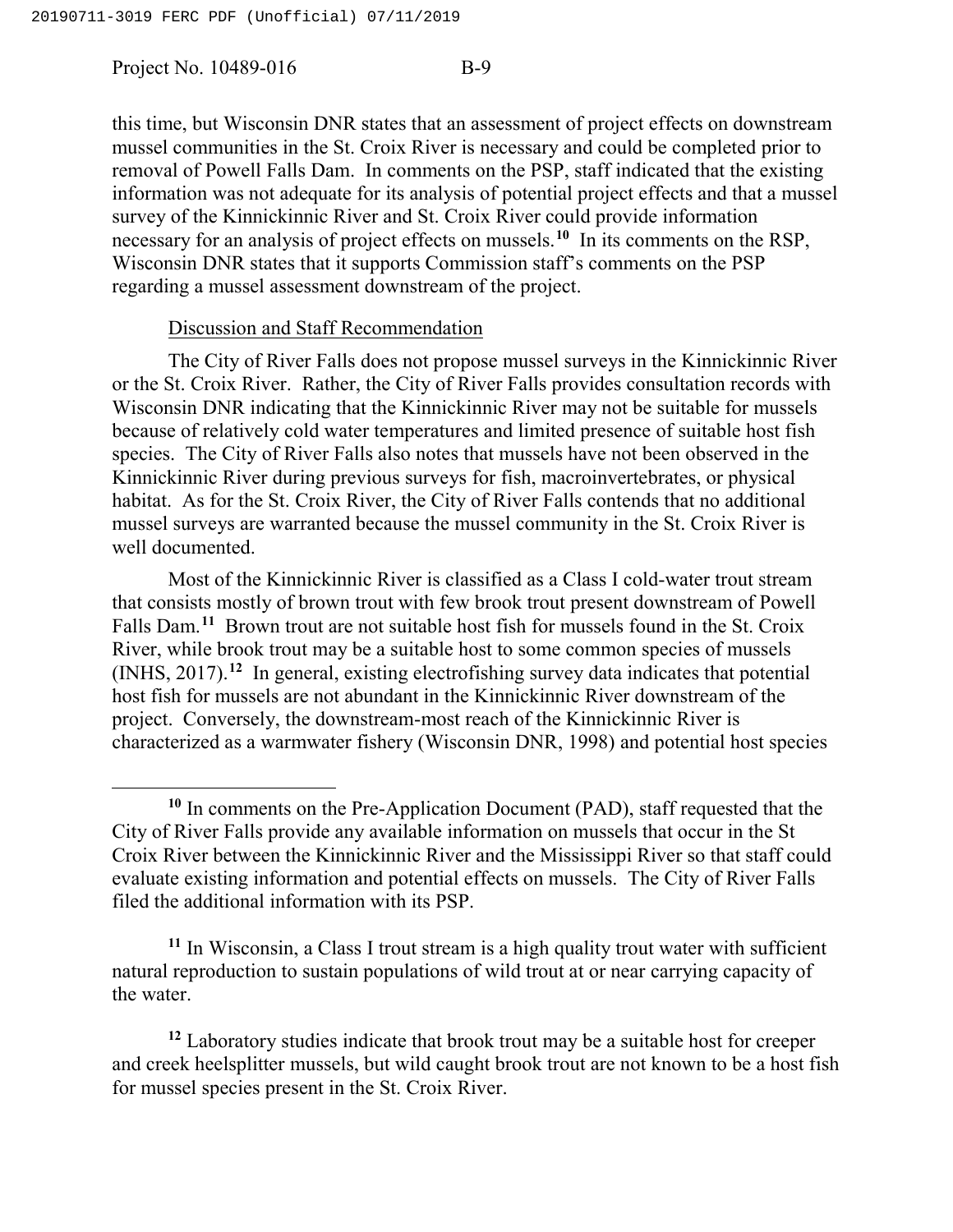this time, but Wisconsin DNR states that an assessment of project effects on downstream mussel communities in the St. Croix River is necessary and could be completed prior to removal of Powell Falls Dam. In comments on the PSP, staff indicated that the existing information was not adequate for its analysis of potential project effects and that a mussel survey of the Kinnickinnic River and St. Croix River could provide information necessary for an analysis of project effects on mussels.[10] In its comments on the RSP, Wisconsin DNR states that it supports Commission staff's comments on the PSP regarding a mussel assessment downstream of the project.

Discussion and Staff Recommendation

The City of River Falls does not propose mussel surveys in the Kinnickinnic River or the St. Croix River. Rather, the City of River Falls provides consultation records with Wisconsin DNR indicating that the Kinnickinnic River may not be suitable for mussels because of relatively cold water temperatures and limited presence of suitable host fish species. The City of River Falls also notes that mussels have not been observed in the Kinnickinnic River during previous surveys for fish, macroinvertebrates, or physical habitat. As for the St. Croix River, the City of River Falls contends that no additional mussel surveys are warranted because the mussel community in the St. Croix River is well documented.

Most of the Kinnickinnic River is classified as a Class I cold-water trout stream that consists mostly of brown trout with few brook trout present downstream of Powell Falls Dam.[11] Brown trout are not suitable host fish for mussels found in the St. Croix River, while brook trout may be a suitable host to some common species of mussels (INHS, 2017).[12] In general, existing electrofishing survey data indicates that potential host fish for mussels are not abundant in the Kinnickinnic River downstream of the project. Conversely, the downstream-most reach of the Kinnickinnic River is characterized as a warmwater fishery (Wisconsin DNR, 1998) and potential host species

[10] In comments on the Pre-Application Document (PAD), staff requested that the City of River Falls provide any available information on mussels that occur in the St Croix River between the Kinnickinnic River and the Mississippi River so that staff could evaluate existing information and potential effects on mussels. The City of River Falls filed the additional information with its PSP.

[11] In Wisconsin, a Class I trout stream is a high quality trout water with sufficient natural reproduction to sustain populations of wild trout at or near carrying capacity of the water.

[12] Laboratory studies indicate that brook trout may be a suitable host for creeper and creek heelsplitter mussels, but wild caught brook trout are not known to be a host fish for mussel species present in the St. Croix River.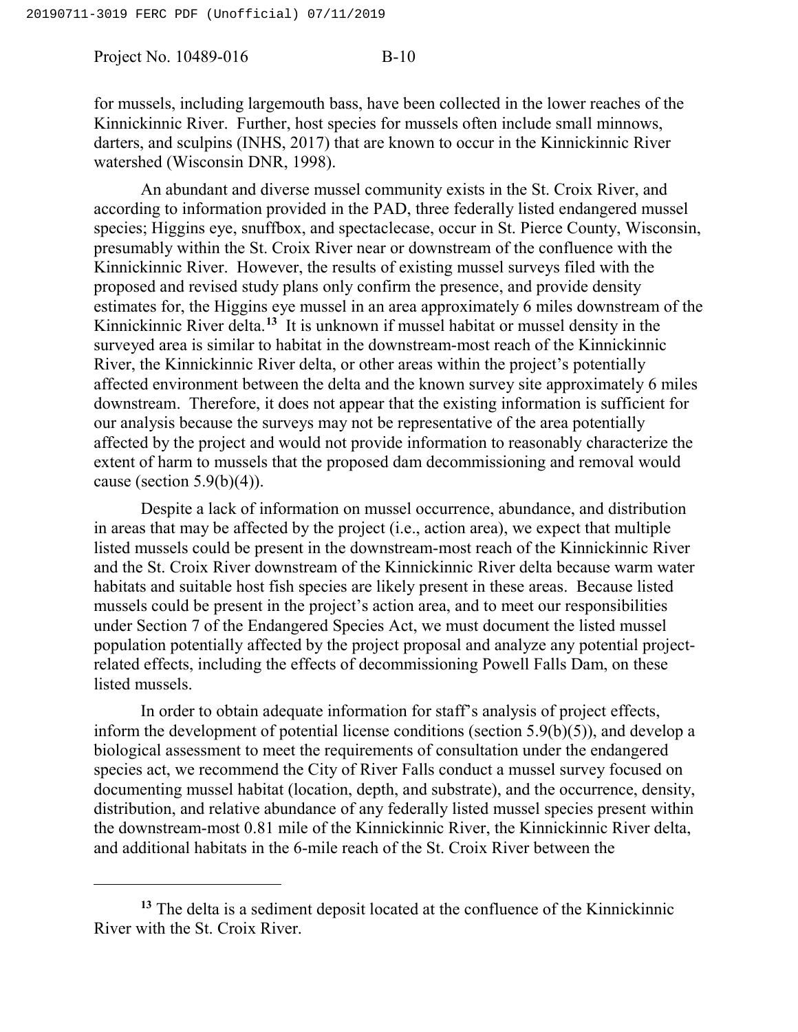for mussels, including largemouth bass, have been collected in the lower reaches of the Kinnickinnic River. Further, host species for mussels often include small minnows, darters, and sculpins (INHS, 2017) that are known to occur in the Kinnickinnic River watershed (Wisconsin DNR, 1998).

An abundant and diverse mussel community exists in the St. Croix River, and according to information provided in the PAD, three federally listed endangered mussel species; Higgins eye, snuffbox, and spectaclecase, occur in St. Pierce County, Wisconsin, presumably within the St. Croix River near or downstream of the confluence with the Kinnickinnic River. However, the results of existing mussel surveys filed with the proposed and revised study plans only confirm the presence, and provide density estimates for, the Higgins eye mussel in an area approximately 6 miles downstream of the Kinnickinnic River delta.[13] It is unknown if mussel habitat or mussel density in the surveyed area is similar to habitat in the downstream-most reach of the Kinnickinnic River, the Kinnickinnic River delta, or other areas within the project's potentially affected environment between the delta and the known survey site approximately 6 miles downstream. Therefore, it does not appear that the existing information is sufficient for our analysis because the surveys may not be representative of the area potentially affected by the project and would not provide information to reasonably characterize the extent of harm to mussels that the proposed dam decommissioning and removal would cause (section 5.9(b)(4)).

Despite a lack of information on mussel occurrence, abundance, and distribution in areas that may be affected by the project (i.e., action area), we expect that multiple listed mussels could be present in the downstream-most reach of the Kinnickinnic River and the St. Croix River downstream of the Kinnickinnic River delta because warm water habitats and suitable host fish species are likely present in these areas. Because listed mussels could be present in the project's action area, and to meet our responsibilities under Section 7 of the Endangered Species Act, we must document the listed mussel population potentially affected by the project proposal and analyze any potential project-related effects, including the effects of decommissioning Powell Falls Dam, on these listed mussels.

In order to obtain adequate information for staff's analysis of project effects, inform the development of potential license conditions (section 5.9(b)(5)), and develop a biological assessment to meet the requirements of consultation under the endangered species act, we recommend the City of River Falls conduct a mussel survey focused on documenting mussel habitat (location, depth, and substrate), and the occurrence, density, distribution, and relative abundance of any federally listed mussel species present within the downstream-most 0.81 mile of the Kinnickinnic River, the Kinnickinnic River delta, and additional habitats in the 6-mile reach of the St. Croix River between the

[13] The delta is a sediment deposit located at the confluence of the Kinnickinnic River with the St. Croix River.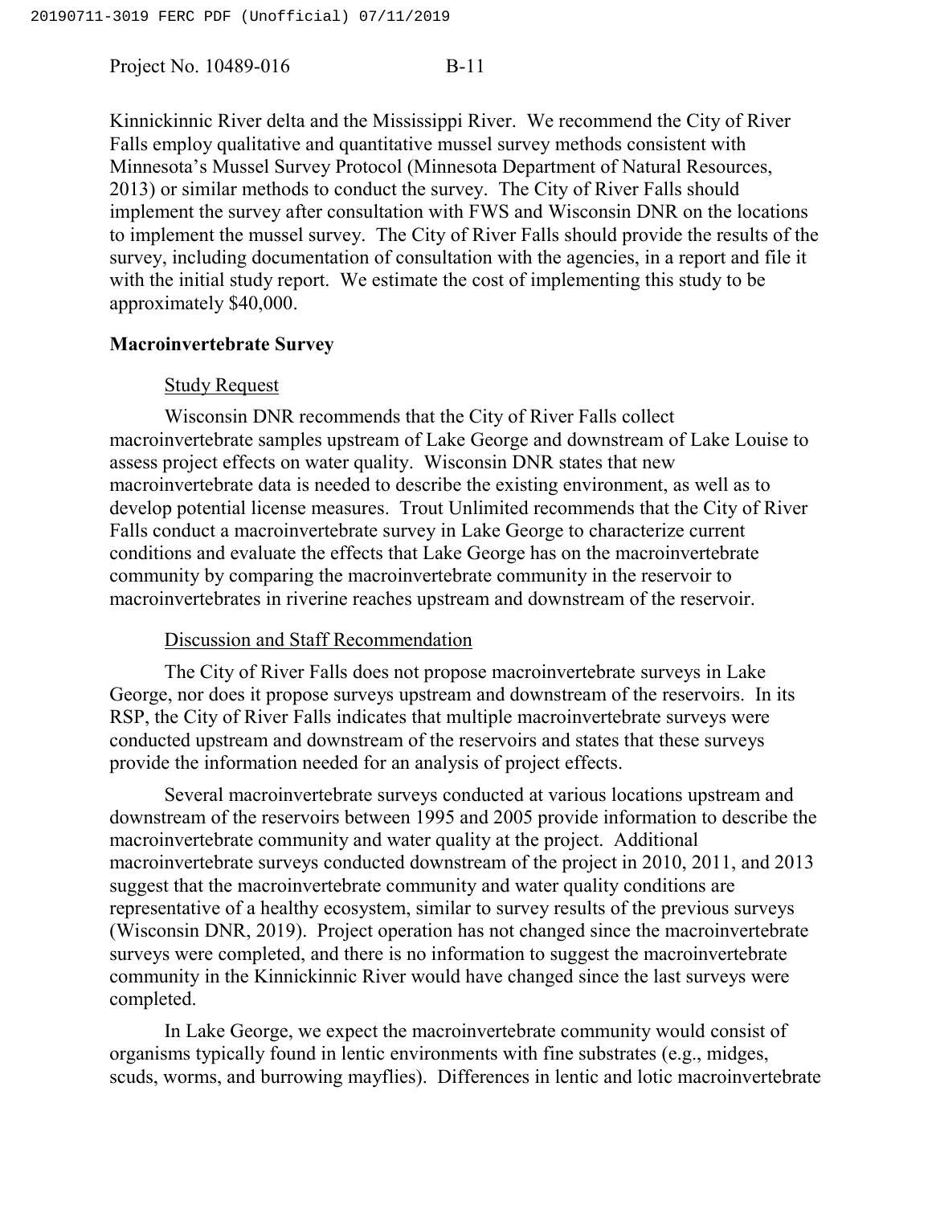Kinnickinnic River delta and the Mississippi River. We recommend the City of River Falls employ qualitative and quantitative mussel survey methods consistent with Minnesota's Mussel Survey Protocol (Minnesota Department of Natural Resources, 2013) or similar methods to conduct the survey. The City of River Falls should implement the survey after consultation with FWS and Wisconsin DNR on the locations to implement the mussel survey. The City of River Falls should provide the results of the survey, including documentation of consultation with the agencies, in a report and file it with the initial study report. We estimate the cost of implementing this study to be approximately $40,000.

## Macroinvertebrate Survey

### Study Request

Wisconsin DNR recommends that the City of River Falls collect macroinvertebrate samples upstream of Lake George and downstream of Lake Louise to assess project effects on water quality. Wisconsin DNR states that new macroinvertebrate data is needed to describe the existing environment, as well as to develop potential license measures. Trout Unlimited recommends that the City of River Falls conduct a macroinvertebrate survey in Lake George to characterize current conditions and evaluate the effects that Lake George has on the macroinvertebrate community by comparing the macroinvertebrate community in the reservoir to macroinvertebrates in riverine reaches upstream and downstream of the reservoir.

### Discussion and Staff Recommendation

The City of River Falls does not propose macroinvertebrate surveys in Lake George, nor does it propose surveys upstream and downstream of the reservoirs. In its RSP, the City of River Falls indicates that multiple macroinvertebrate surveys were conducted upstream and downstream of the reservoirs and states that these surveys provide the information needed for an analysis of project effects.

Several macroinvertebrate surveys conducted at various locations upstream and downstream of the reservoirs between 1995 and 2005 provide information to describe the macroinvertebrate community and water quality at the project. Additional macroinvertebrate surveys conducted downstream of the project in 2010, 2011, and 2013 suggest that the macroinvertebrate community and water quality conditions are representative of a healthy ecosystem, similar to survey results of the previous surveys (Wisconsin DNR, 2019). Project operation has not changed since the macroinvertebrate surveys were completed, and there is no information to suggest the macroinvertebrate community in the Kinnickinnic River would have changed since the last surveys were completed.

In Lake George, we expect the macroinvertebrate community would consist of organisms typically found in lentic environments with fine substrates (e.g., midges, scuds, worms, and burrowing mayflies). Differences in lentic and lotic macroinvertebrate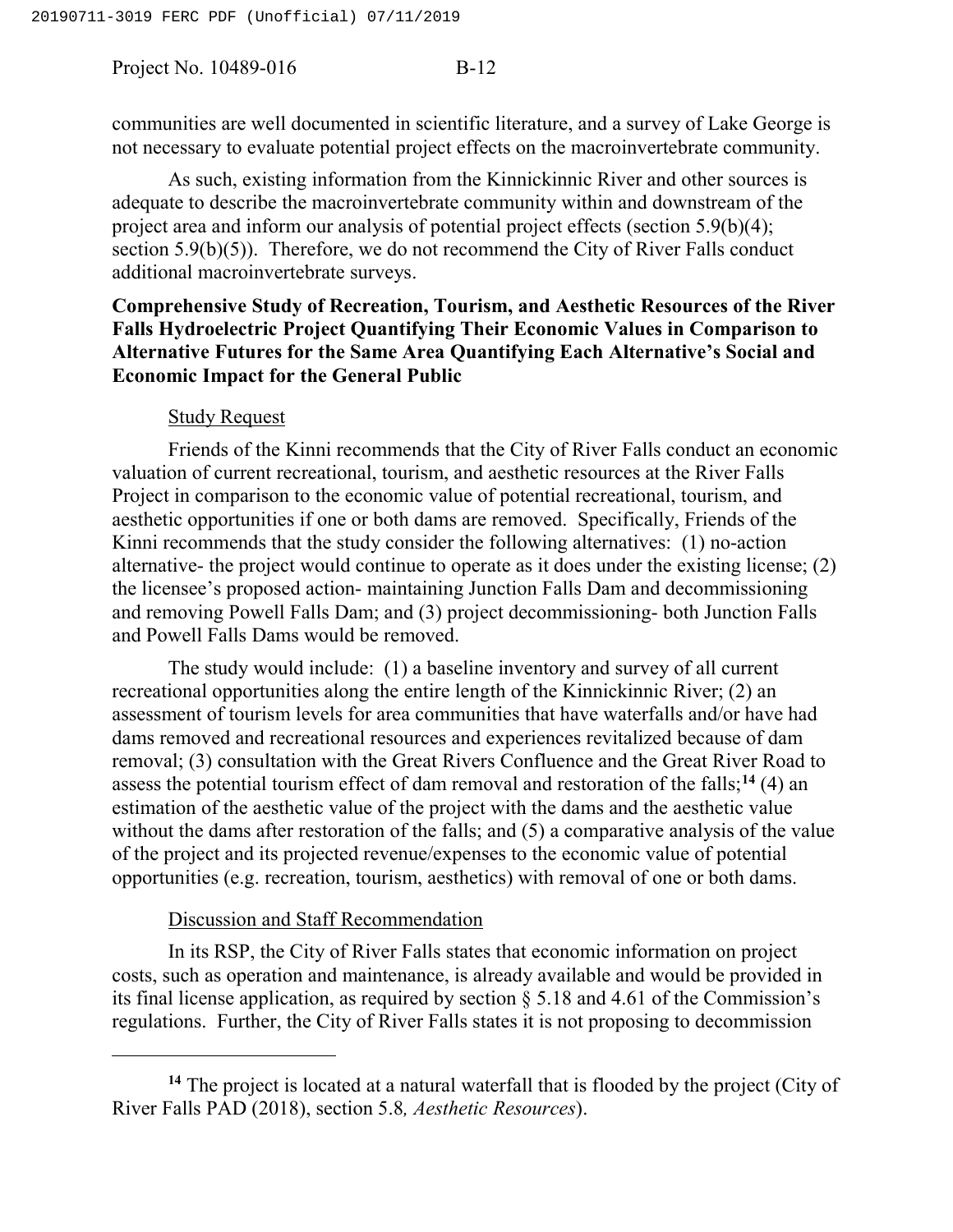communities are well documented in scientific literature, and a survey of Lake George is not necessary to evaluate potential project effects on the macroinvertebrate community.

As such, existing information from the Kinnickinnic River and other sources is adequate to describe the macroinvertebrate community within and downstream of the project area and inform our analysis of potential project effects (section 5.9(b)(4); section 5.9(b)(5)). Therefore, we do not recommend the City of River Falls conduct additional macroinvertebrate surveys.

**Comprehensive Study of Recreation, Tourism, and Aesthetic Resources of the River Falls Hydroelectric Project Quantifying Their Economic Values in Comparison to Alternative Futures for the Same Area Quantifying Each Alternative's Social and Economic Impact for the General Public**

Study Request

Friends of the Kinni recommends that the City of River Falls conduct an economic valuation of current recreational, tourism, and aesthetic resources at the River Falls Project in comparison to the economic value of potential recreational, tourism, and aesthetic opportunities if one or both dams are removed. Specifically, Friends of the Kinni recommends that the study consider the following alternatives: (1) no-action alternative- the project would continue to operate as it does under the existing license; (2) the licensee's proposed action- maintaining Junction Falls Dam and decommissioning and removing Powell Falls Dam; and (3) project decommissioning- both Junction Falls and Powell Falls Dams would be removed.

The study would include: (1) a baseline inventory and survey of all current recreational opportunities along the entire length of the Kinnickinnic River; (2) an assessment of tourism levels for area communities that have waterfalls and/or have had dams removed and recreational resources and experiences revitalized because of dam removal; (3) consultation with the Great Rivers Confluence and the Great River Road to assess the potential tourism effect of dam removal and restoration of the falls;[14] (4) an estimation of the aesthetic value of the project with the dams and the aesthetic value without the dams after restoration of the falls; and (5) a comparative analysis of the value of the project and its projected revenue/expenses to the economic value of potential opportunities (e.g. recreation, tourism, aesthetics) with removal of one or both dams.

Discussion and Staff Recommendation

In its RSP, the City of River Falls states that economic information on project costs, such as operation and maintenance, is already available and would be provided in its final license application, as required by section § 5.18 and 4.61 of the Commission's regulations. Further, the City of River Falls states it is not proposing to decommission

---

[14] The project is located at a natural waterfall that is flooded by the project (City of River Falls PAD (2018), section 5.8, *Aesthetic Resources*).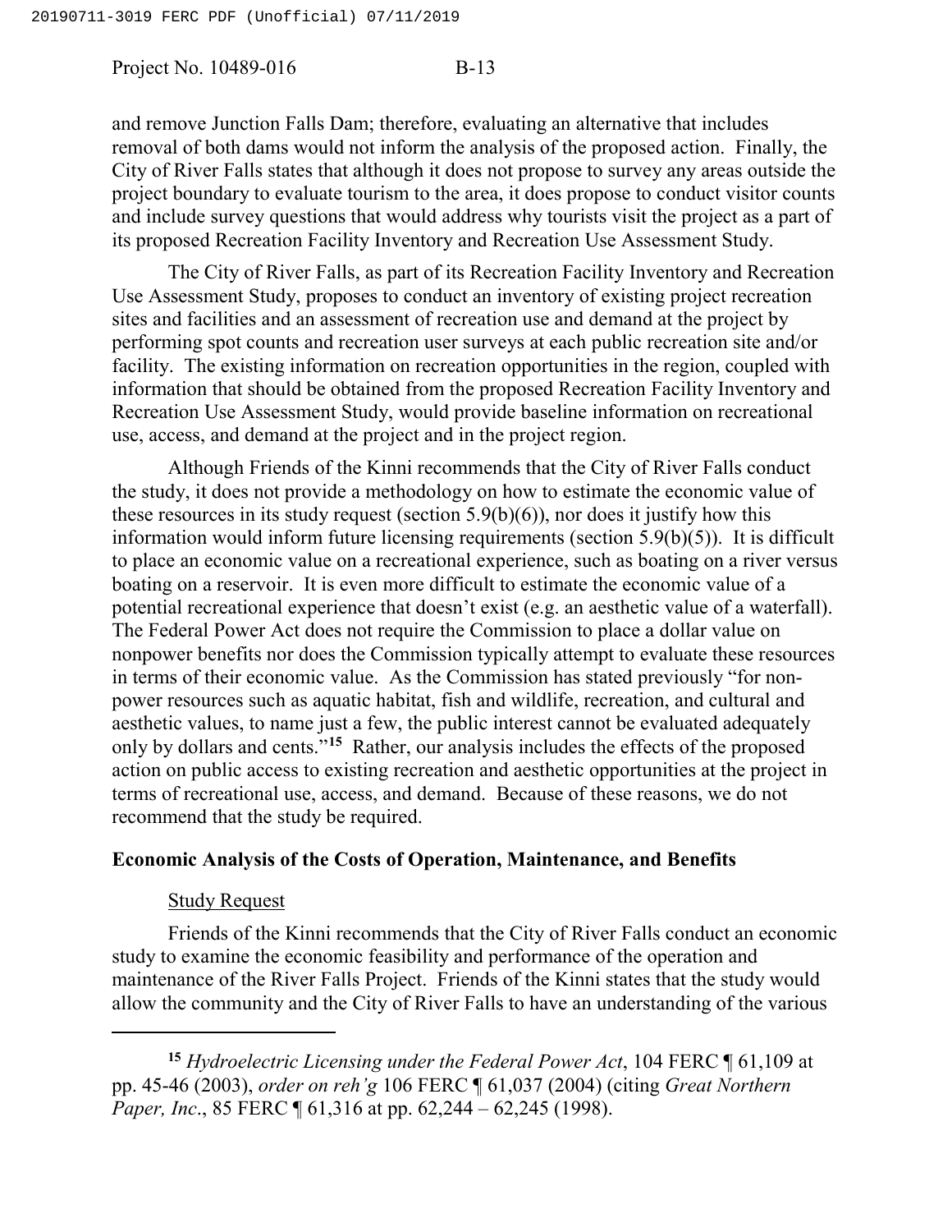and remove Junction Falls Dam; therefore, evaluating an alternative that includes removal of both dams would not inform the analysis of the proposed action. Finally, the City of River Falls states that although it does not propose to survey any areas outside the project boundary to evaluate tourism to the area, it does propose to conduct visitor counts and include survey questions that would address why tourists visit the project as a part of its proposed Recreation Facility Inventory and Recreation Use Assessment Study.

The City of River Falls, as part of its Recreation Facility Inventory and Recreation Use Assessment Study, proposes to conduct an inventory of existing project recreation sites and facilities and an assessment of recreation use and demand at the project by performing spot counts and recreation user surveys at each public recreation site and/or facility. The existing information on recreation opportunities in the region, coupled with information that should be obtained from the proposed Recreation Facility Inventory and Recreation Use Assessment Study, would provide baseline information on recreational use, access, and demand at the project and in the project region.

Although Friends of the Kinni recommends that the City of River Falls conduct the study, it does not provide a methodology on how to estimate the economic value of these resources in its study request (section 5.9(b)(6)), nor does it justify how this information would inform future licensing requirements (section 5.9(b)(5)). It is difficult to place an economic value on a recreational experience, such as boating on a river versus boating on a reservoir. It is even more difficult to estimate the economic value of a potential recreational experience that doesn't exist (e.g. an aesthetic value of a waterfall). The Federal Power Act does not require the Commission to place a dollar value on nonpower benefits nor does the Commission typically attempt to evaluate these resources in terms of their economic value. As the Commission has stated previously "for non-power resources such as aquatic habitat, fish and wildlife, recreation, and cultural and aesthetic values, to name just a few, the public interest cannot be evaluated adequately only by dollars and cents."[15] Rather, our analysis includes the effects of the proposed action on public access to existing recreation and aesthetic opportunities at the project in terms of recreational use, access, and demand. Because of these reasons, we do not recommend that the study be required.

**Economic Analysis of the Costs of Operation, Maintenance, and Benefits**

Study Request

Friends of the Kinni recommends that the City of River Falls conduct an economic study to examine the economic feasibility and performance of the operation and maintenance of the River Falls Project. Friends of the Kinni states that the study would allow the community and the City of River Falls to have an understanding of the various

---

[15] *Hydroelectric Licensing under the Federal Power Act*, 104 FERC ¶ 61,109 at pp. 45-46 (2003), *order on reh'g* 106 FERC ¶ 61,037 (2004) (citing *Great Northern Paper, Inc*., 85 FERC ¶ 61,316 at pp. 62,244 – 62,245 (1998).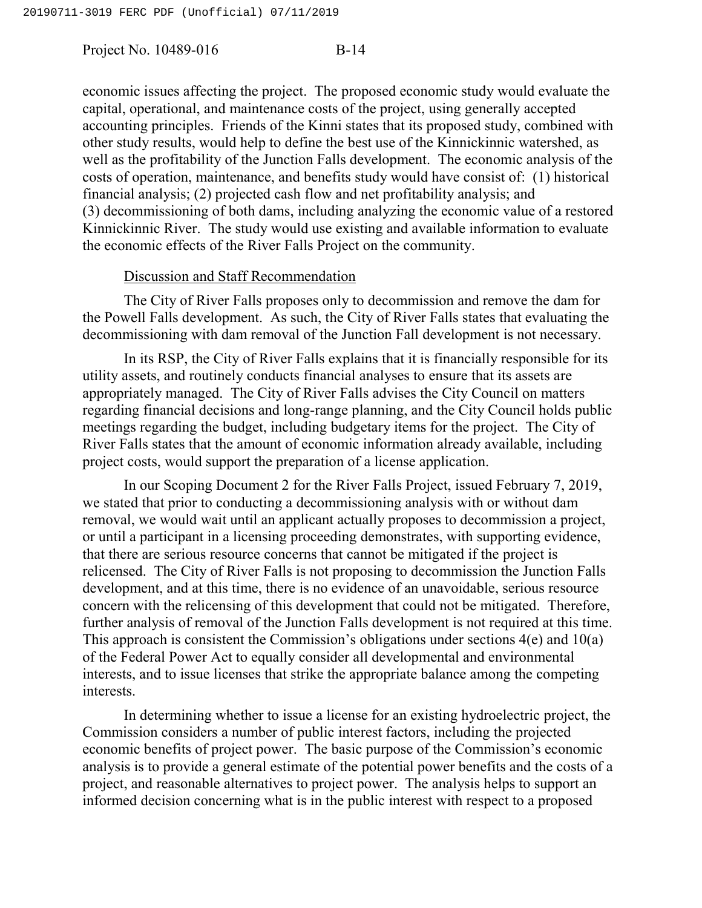economic issues affecting the project. The proposed economic study would evaluate the capital, operational, and maintenance costs of the project, using generally accepted accounting principles. Friends of the Kinni states that its proposed study, combined with other study results, would help to define the best use of the Kinnickinnic watershed, as well as the profitability of the Junction Falls development. The economic analysis of the costs of operation, maintenance, and benefits study would have consist of: (1) historical financial analysis; (2) projected cash flow and net profitability analysis; and (3) decommissioning of both dams, including analyzing the economic value of a restored Kinnickinnic River. The study would use existing and available information to evaluate the economic effects of the River Falls Project on the community.

Discussion and Staff Recommendation

The City of River Falls proposes only to decommission and remove the dam for the Powell Falls development. As such, the City of River Falls states that evaluating the decommissioning with dam removal of the Junction Fall development is not necessary.

In its RSP, the City of River Falls explains that it is financially responsible for its utility assets, and routinely conducts financial analyses to ensure that its assets are appropriately managed. The City of River Falls advises the City Council on matters regarding financial decisions and long-range planning, and the City Council holds public meetings regarding the budget, including budgetary items for the project. The City of River Falls states that the amount of economic information already available, including project costs, would support the preparation of a license application.

In our Scoping Document 2 for the River Falls Project, issued February 7, 2019, we stated that prior to conducting a decommissioning analysis with or without dam removal, we would wait until an applicant actually proposes to decommission a project, or until a participant in a licensing proceeding demonstrates, with supporting evidence, that there are serious resource concerns that cannot be mitigated if the project is relicensed. The City of River Falls is not proposing to decommission the Junction Falls development, and at this time, there is no evidence of an unavoidable, serious resource concern with the relicensing of this development that could not be mitigated. Therefore, further analysis of removal of the Junction Falls development is not required at this time. This approach is consistent the Commission's obligations under sections 4(e) and 10(a) of the Federal Power Act to equally consider all developmental and environmental interests, and to issue licenses that strike the appropriate balance among the competing interests.

In determining whether to issue a license for an existing hydroelectric project, the Commission considers a number of public interest factors, including the projected economic benefits of project power. The basic purpose of the Commission's economic analysis is to provide a general estimate of the potential power benefits and the costs of a project, and reasonable alternatives to project power. The analysis helps to support an informed decision concerning what is in the public interest with respect to a proposed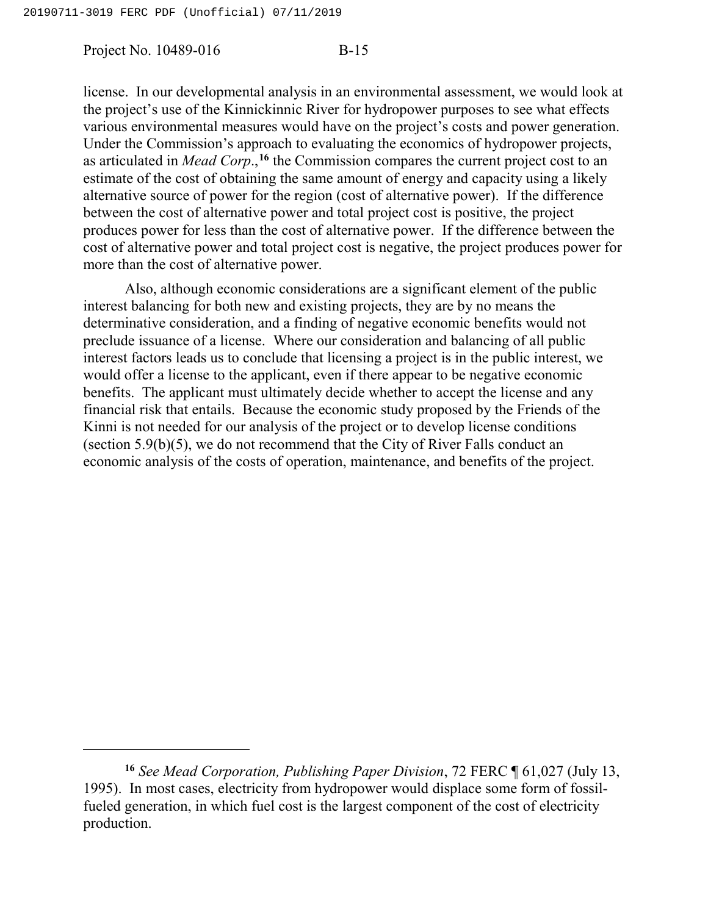license. In our developmental analysis in an environmental assessment, we would look at the project's use of the Kinnickinnic River for hydropower purposes to see what effects various environmental measures would have on the project's costs and power generation. Under the Commission's approach to evaluating the economics of hydropower projects, as articulated in *Mead Corp.*,[16] the Commission compares the current project cost to an estimate of the cost of obtaining the same amount of energy and capacity using a likely alternative source of power for the region (cost of alternative power). If the difference between the cost of alternative power and total project cost is positive, the project produces power for less than the cost of alternative power. If the difference between the cost of alternative power and total project cost is negative, the project produces power for more than the cost of alternative power.

Also, although economic considerations are a significant element of the public interest balancing for both new and existing projects, they are by no means the determinative consideration, and a finding of negative economic benefits would not preclude issuance of a license. Where our consideration and balancing of all public interest factors leads us to conclude that licensing a project is in the public interest, we would offer a license to the applicant, even if there appear to be negative economic benefits. The applicant must ultimately decide whether to accept the license and any financial risk that entails. Because the economic study proposed by the Friends of the Kinni is not needed for our analysis of the project or to develop license conditions (section 5.9(b)(5), we do not recommend that the City of River Falls conduct an economic analysis of the costs of operation, maintenance, and benefits of the project.

[16] *See Mead Corporation, Publishing Paper Division*, 72 FERC ¶ 61,027 (July 13, 1995). In most cases, electricity from hydropower would displace some form of fossil-fueled generation, in which fuel cost is the largest component of the cost of electricity production.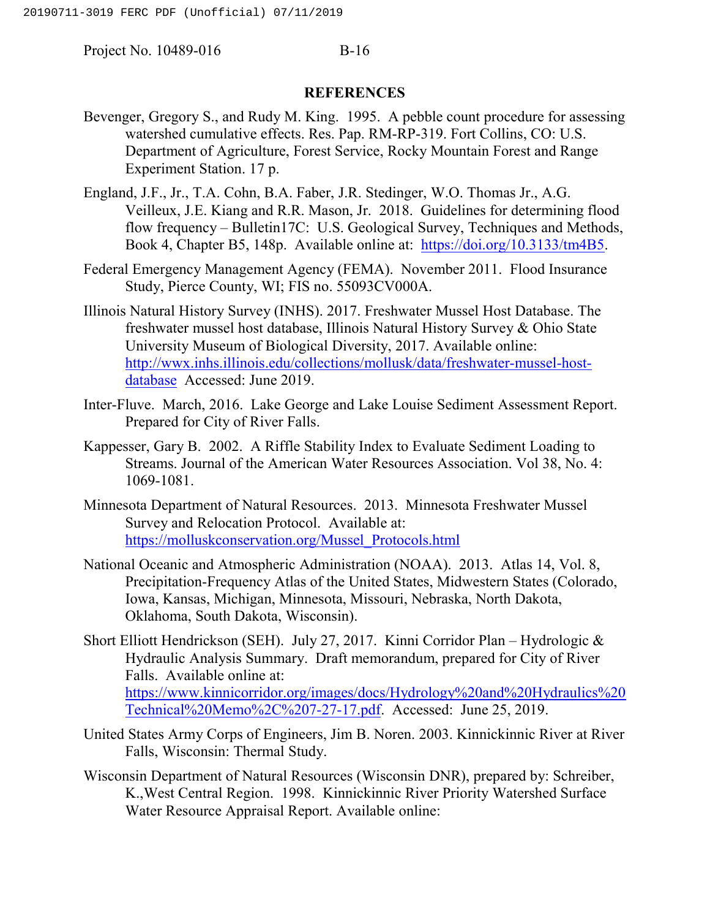## REFERENCES

Bevenger, Gregory S., and Rudy M. King. 1995. A pebble count procedure for assessing watershed cumulative effects. Res. Pap. RM-RP-319. Fort Collins, CO: U.S. Department of Agriculture, Forest Service, Rocky Mountain Forest and Range Experiment Station. 17 p.

England, J.F., Jr., T.A. Cohn, B.A. Faber, J.R. Stedinger, W.O. Thomas Jr., A.G. Veilleux, J.E. Kiang and R.R. Mason, Jr. 2018. Guidelines for determining flood flow frequency – Bulletin17C: U.S. Geological Survey, Techniques and Methods, Book 4, Chapter B5, 148p. Available online at: https://doi.org/10.3133/tm4B5.

Federal Emergency Management Agency (FEMA). November 2011. Flood Insurance Study, Pierce County, WI; FIS no. 55093CV000A.

Illinois Natural History Survey (INHS). 2017. Freshwater Mussel Host Database. The freshwater mussel host database, Illinois Natural History Survey & Ohio State University Museum of Biological Diversity, 2017. Available online: http://wwx.inhs.illinois.edu/collections/mollusk/data/freshwater-mussel-host-database Accessed: June 2019.

Inter-Fluve. March, 2016. Lake George and Lake Louise Sediment Assessment Report. Prepared for City of River Falls.

Kappesser, Gary B. 2002. A Riffle Stability Index to Evaluate Sediment Loading to Streams. Journal of the American Water Resources Association. Vol 38, No. 4: 1069-1081.

Minnesota Department of Natural Resources. 2013. Minnesota Freshwater Mussel Survey and Relocation Protocol. Available at: https://molluskconservation.org/Mussel_Protocols.html

National Oceanic and Atmospheric Administration (NOAA). 2013. Atlas 14, Vol. 8, Precipitation-Frequency Atlas of the United States, Midwestern States (Colorado, Iowa, Kansas, Michigan, Minnesota, Missouri, Nebraska, North Dakota, Oklahoma, South Dakota, Wisconsin).

Short Elliott Hendrickson (SEH). July 27, 2017. Kinni Corridor Plan – Hydrologic & Hydraulic Analysis Summary. Draft memorandum, prepared for City of River Falls. Available online at: https://www.kinnicorridor.org/images/docs/Hydrology%20and%20Hydraulics%20Technical%20Memo%2C%207-27-17.pdf. Accessed: June 25, 2019.

United States Army Corps of Engineers, Jim B. Noren. 2003. Kinnickinnic River at River Falls, Wisconsin: Thermal Study.

Wisconsin Department of Natural Resources (Wisconsin DNR), prepared by: Schreiber, K.,West Central Region. 1998. Kinnickinnic River Priority Watershed Surface Water Resource Appraisal Report. Available online: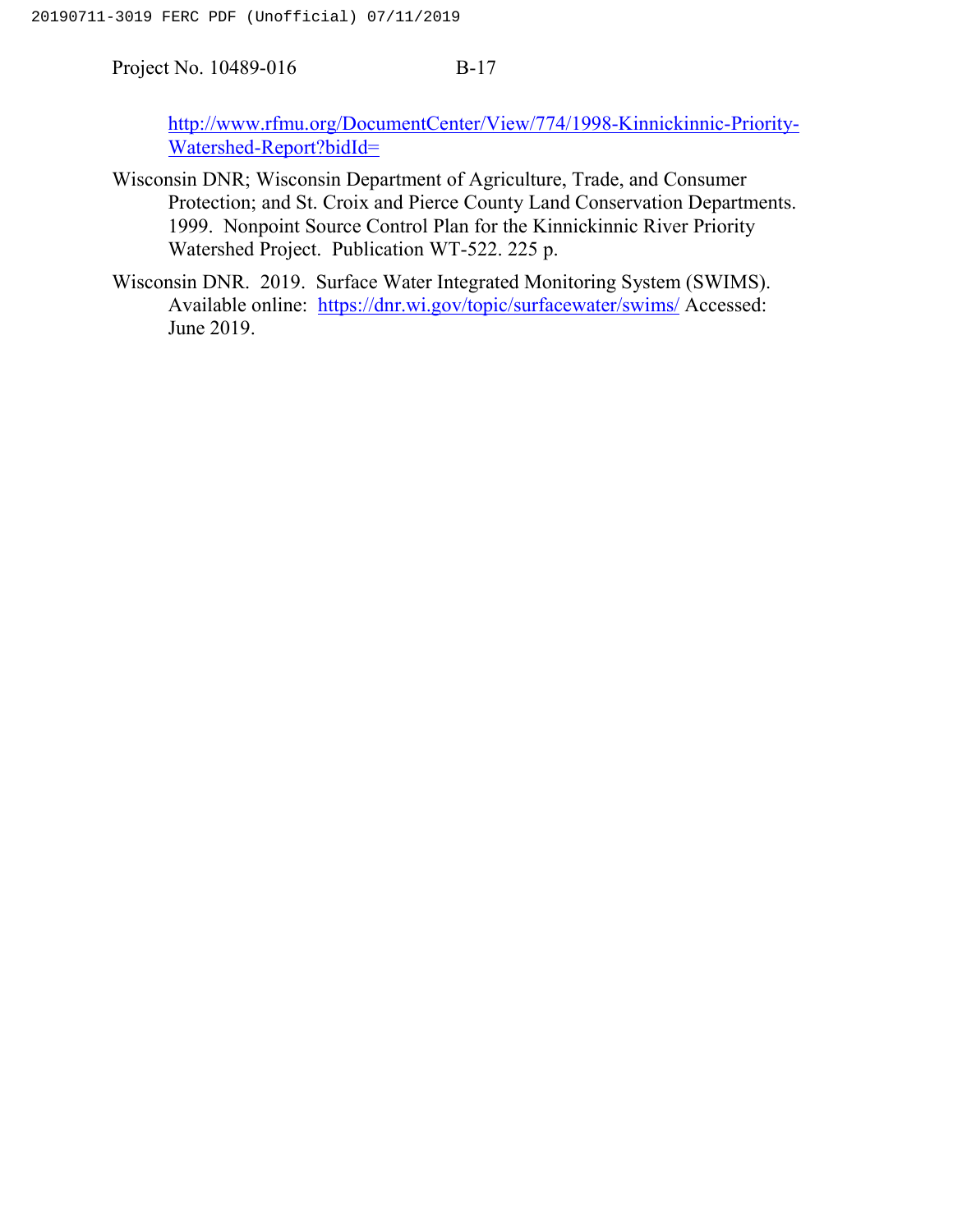http://www.rfmu.org/DocumentCenter/View/774/1998-Kinnickinnic-Priority-Watershed-Report?bidId=

Wisconsin DNR; Wisconsin Department of Agriculture, Trade, and Consumer Protection; and St. Croix and Pierce County Land Conservation Departments. 1999. Nonpoint Source Control Plan for the Kinnickinnic River Priority Watershed Project. Publication WT-522. 225 p.

Wisconsin DNR. 2019. Surface Water Integrated Monitoring System (SWIMS). Available online: https://dnr.wi.gov/topic/surfacewater/swims/ Accessed: June 2019.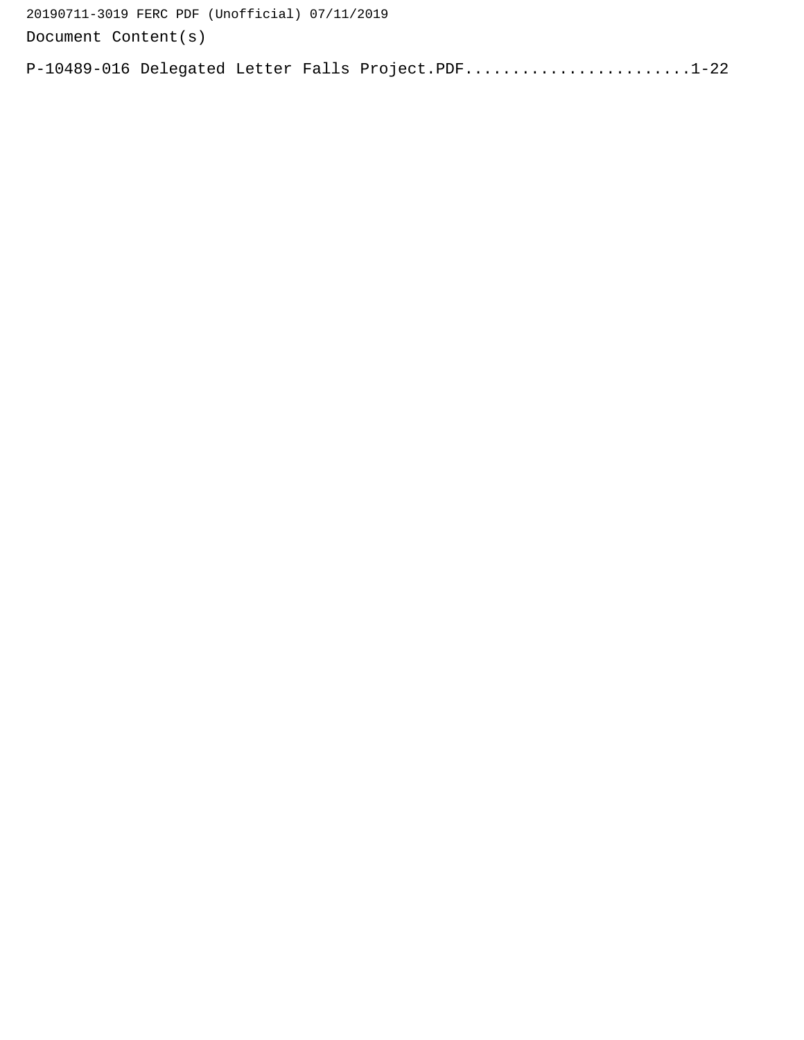20190711-3019 FERC PDF (Unofficial) 07/11/2019

Document Content(s)

P-10489-016 Delegated Letter Falls Project.PDF.........................1-22